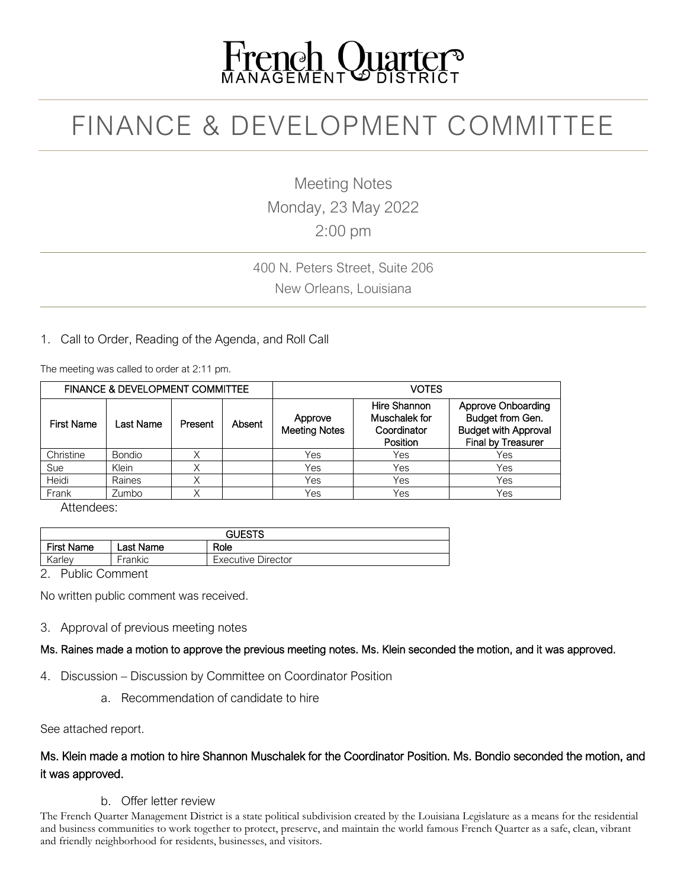# French Quarter
MANAGEMENT DISTRICT

# FINANCE & DEVELOPMENT COMMITTEE

Meeting Notes
Monday, 23 May 2022
2:00 pm

400 N. Peters Street, Suite 206
New Orleans, Louisiana

## 1. Call to Order, Reading of the Agenda, and Roll Call

The meeting was called to order at 2:11 pm.

| FINANCE & DEVELOPMENT COMMITTEE | | | | VOTES | | |
|---|---|---|---|---|---|---|
| First Name | Last Name | Present | Absent | Approve Meeting Notes | Hire Shannon Muschalek for Coordinator Position | Approve Onboarding Budget from Gen. Budget with Approval Final by Treasurer |
| Christine | Bondio | X | | Yes | Yes | Yes |
| Sue | Klein | X | | Yes | Yes | Yes |
| Heidi | Raines | X | | Yes | Yes | Yes |
| Frank | Zumbo | X | | Yes | Yes | Yes |

Attendees:

| GUESTS | | |
|---|---|---|
| First Name | Last Name | Role |
| Karley | Frankic | Executive Director |

## 2. Public Comment

No written public comment was received.

## 3. Approval of previous meeting notes

**Ms. Raines made a motion to approve the previous meeting notes. Ms. Klein seconded the motion, and it was approved.**

## 4. Discussion – Discussion by Committee on Coordinator Position

a. Recommendation of candidate to hire

See attached report.

**Ms. Klein made a motion to hire Shannon Muschalek for the Coordinator Position. Ms. Bondio seconded the motion, and it was approved.**

b. Offer letter review

The French Quarter Management District is a state political subdivision created by the Louisiana Legislature as a means for the residential and business communities to work together to protect, preserve, and maintain the world famous French Quarter as a safe, clean, vibrant and friendly neighborhood for residents, businesses, and visitors.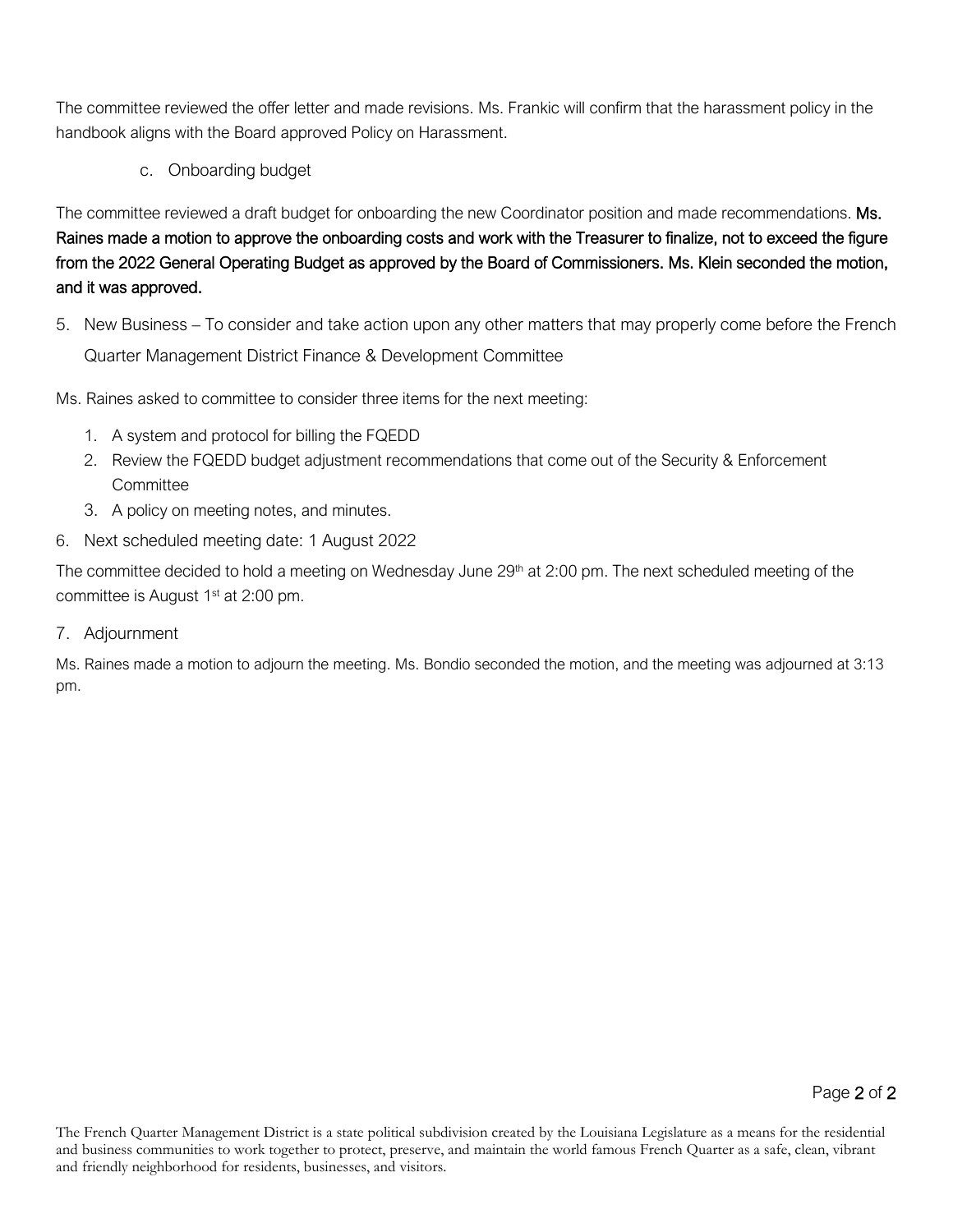The committee reviewed the offer letter and made revisions. Ms. Frankic will confirm that the harassment policy in the handbook aligns with the Board approved Policy on Harassment.

c. Onboarding budget

The committee reviewed a draft budget for onboarding the new Coordinator position and made recommendations. **Ms. Raines made a motion to approve the onboarding costs and work with the Treasurer to finalize, not to exceed the figure from the 2022 General Operating Budget as approved by the Board of Commissioners. Ms. Klein seconded the motion, and it was approved.**

5. New Business – To consider and take action upon any other matters that may properly come before the French Quarter Management District Finance & Development Committee

Ms. Raines asked to committee to consider three items for the next meeting:

1. A system and protocol for billing the FQEDD
2. Review the FQEDD budget adjustment recommendations that come out of the Security & Enforcement Committee
3. A policy on meeting notes, and minutes.

6. Next scheduled meeting date: 1 August 2022

The committee decided to hold a meeting on Wednesday June 29th at 2:00 pm. The next scheduled meeting of the committee is August 1st at 2:00 pm.

7. Adjournment

Ms. Raines made a motion to adjourn the meeting. Ms. Bondio seconded the motion, and the meeting was adjourned at 3:13 pm.

The French Quarter Management District is a state political subdivision created by the Louisiana Legislature as a means for the residential and business communities to work together to protect, preserve, and maintain the world famous French Quarter as a safe, clean, vibrant and friendly neighborhood for residents, businesses, and visitors.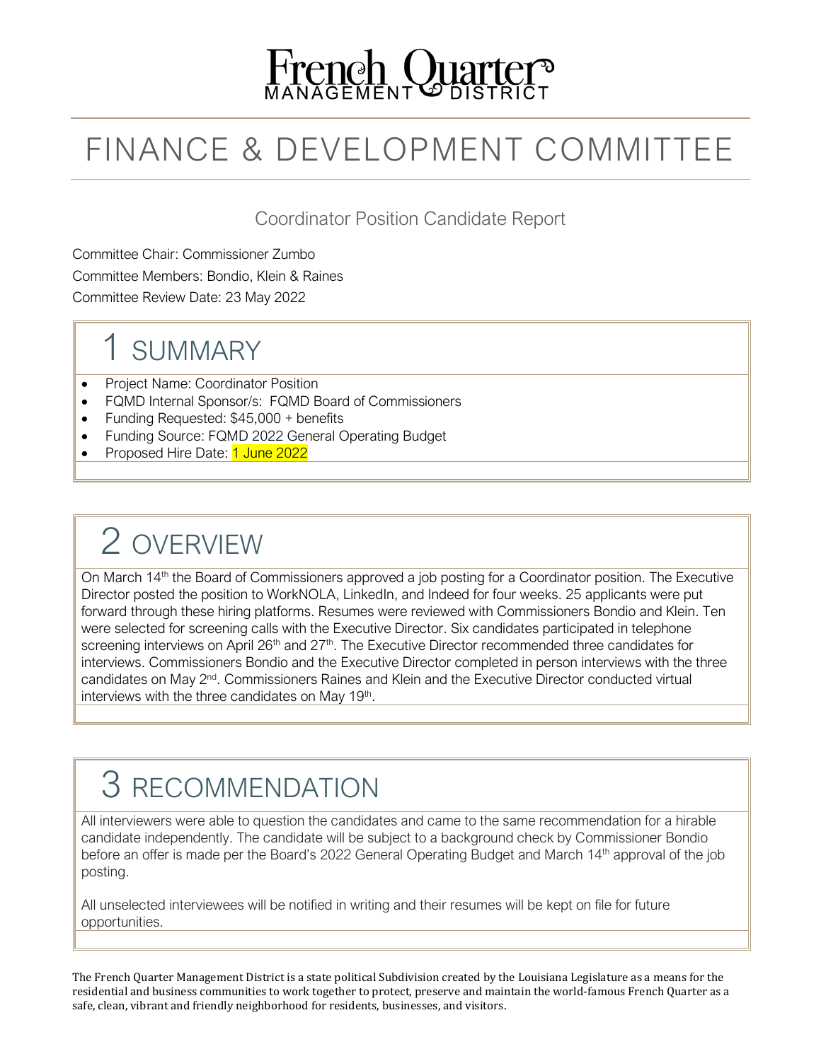# French Quarter MANAGEMENT DISTRICT

# FINANCE & DEVELOPMENT COMMITTEE

## Coordinator Position Candidate Report

Committee Chair: Commissioner Zumbo

Committee Members: Bondio, Klein & Raines

Committee Review Date: 23 May 2022

## 1 SUMMARY

- Project Name: Coordinator Position
- FQMD Internal Sponsor/s: FQMD Board of Commissioners
- Funding Requested: $45,000 + benefits
- Funding Source: FQMD 2022 General Operating Budget
- Proposed Hire Date: 1 June 2022

## 2 OVERVIEW

On March 14th the Board of Commissioners approved a job posting for a Coordinator position. The Executive Director posted the position to WorkNOLA, LinkedIn, and Indeed for four weeks. 25 applicants were put forward through these hiring platforms. Resumes were reviewed with Commissioners Bondio and Klein. Ten were selected for screening calls with the Executive Director. Six candidates participated in telephone screening interviews on April 26th and 27th. The Executive Director recommended three candidates for interviews. Commissioners Bondio and the Executive Director completed in person interviews with the three candidates on May 2nd. Commissioners Raines and Klein and the Executive Director conducted virtual interviews with the three candidates on May 19th.

## 3 RECOMMENDATION

All interviewers were able to question the candidates and came to the same recommendation for a hirable candidate independently. The candidate will be subject to a background check by Commissioner Bondio before an offer is made per the Board's 2022 General Operating Budget and March 14th approval of the job posting.

All unselected interviewees will be notified in writing and their resumes will be kept on file for future opportunities.

The French Quarter Management District is a state political Subdivision created by the Louisiana Legislature as a means for the residential and business communities to work together to protect, preserve and maintain the world-famous French Quarter as a safe, clean, vibrant and friendly neighborhood for residents, businesses, and visitors.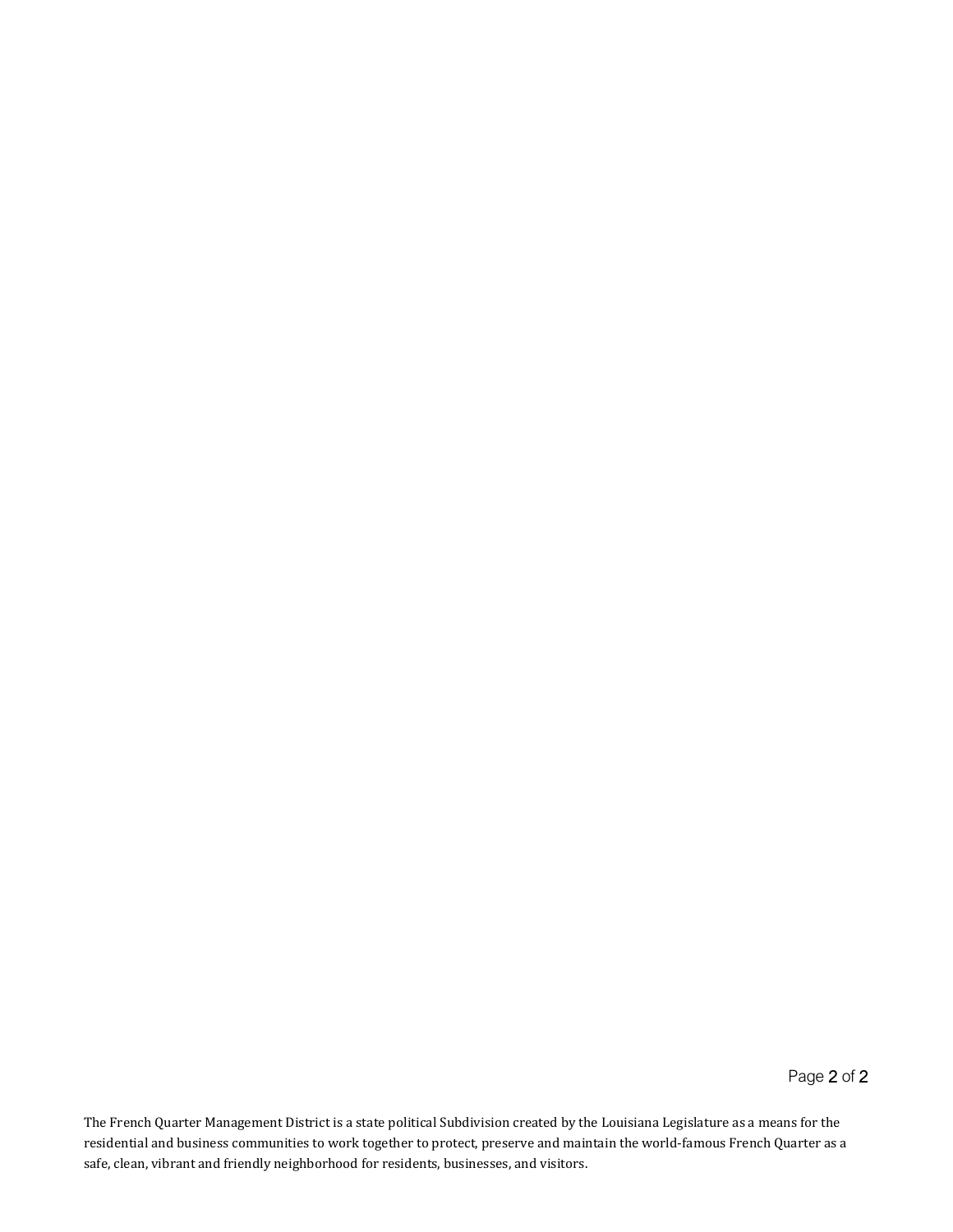The French Quarter Management District is a state political Subdivision created by the Louisiana Legislature as a means for the residential and business communities to work together to protect, preserve and maintain the world-famous French Quarter as a safe, clean, vibrant and friendly neighborhood for residents, businesses, and visitors.